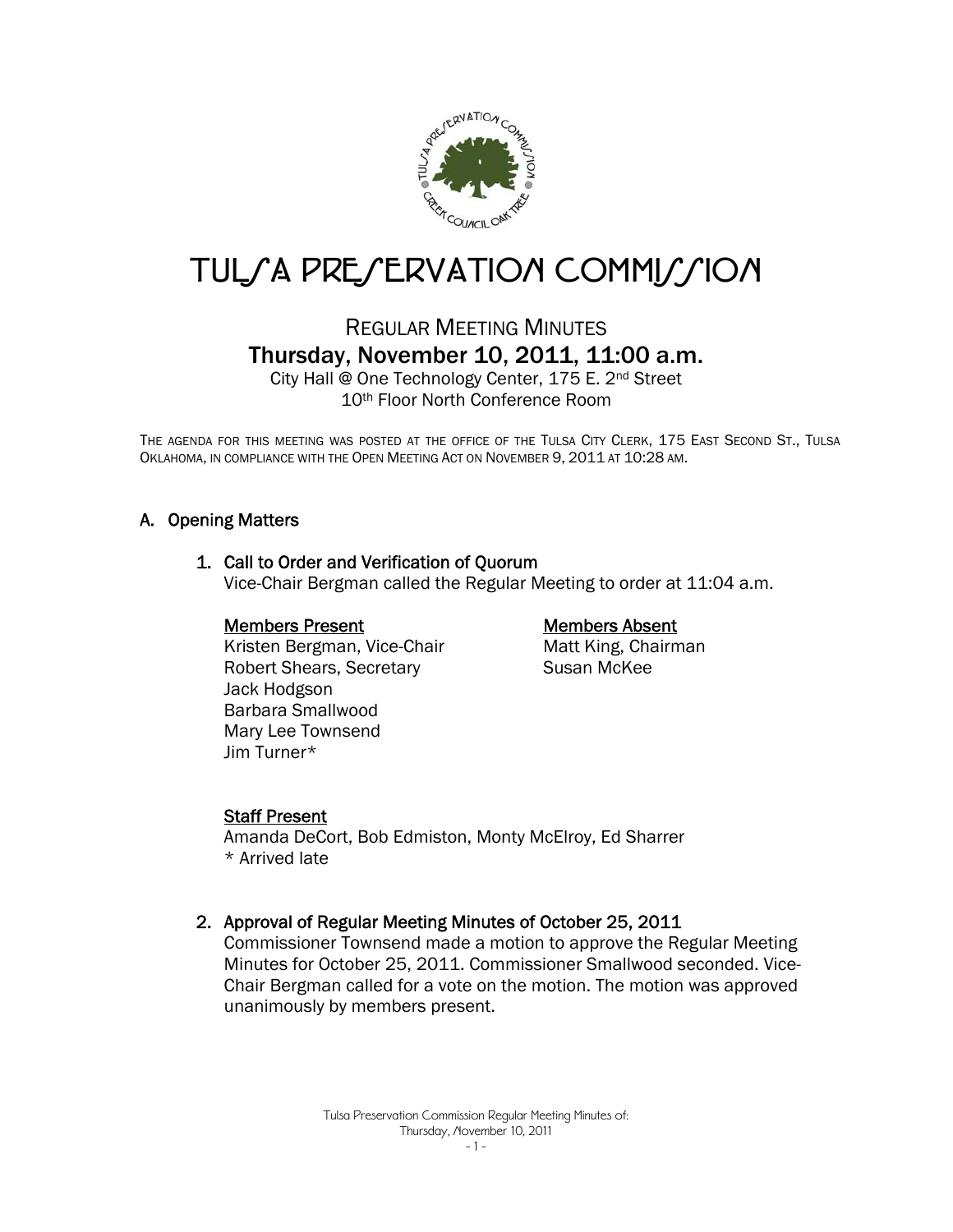# TULSA PRESERVATION COMMISSION

## REGULAR MEETING MINUTES

### Thursday, November 10, 2011, 11:00 a.m.

City Hall @ One Technology Center, 175 E. 2nd Street
10th Floor North Conference Room

THE AGENDA FOR THIS MEETING WAS POSTED AT THE OFFICE OF THE TULSA CITY CLERK, 175 EAST SECOND ST., TULSA OKLAHOMA, IN COMPLIANCE WITH THE OPEN MEETING ACT ON NOVEMBER 9, 2011 AT 10:28 AM.

## A. Opening Matters

### 1. Call to Order and Verification of Quorum

Vice-Chair Bergman called the Regular Meeting to order at 11:04 a.m.

**Members Present**
Kristen Bergman, Vice-Chair
Robert Shears, Secretary
Jack Hodgson
Barbara Smallwood
Mary Lee Townsend
Jim Turner*

**Members Absent**
Matt King, Chairman
Susan McKee

**Staff Present**
Amanda DeCort, Bob Edmiston, Monty McElroy, Ed Sharrer
\* Arrived late

### 2. Approval of Regular Meeting Minutes of October 25, 2011

Commissioner Townsend made a motion to approve the Regular Meeting Minutes for October 25, 2011. Commissioner Smallwood seconded. Vice-Chair Bergman called for a vote on the motion. The motion was approved unanimously by members present.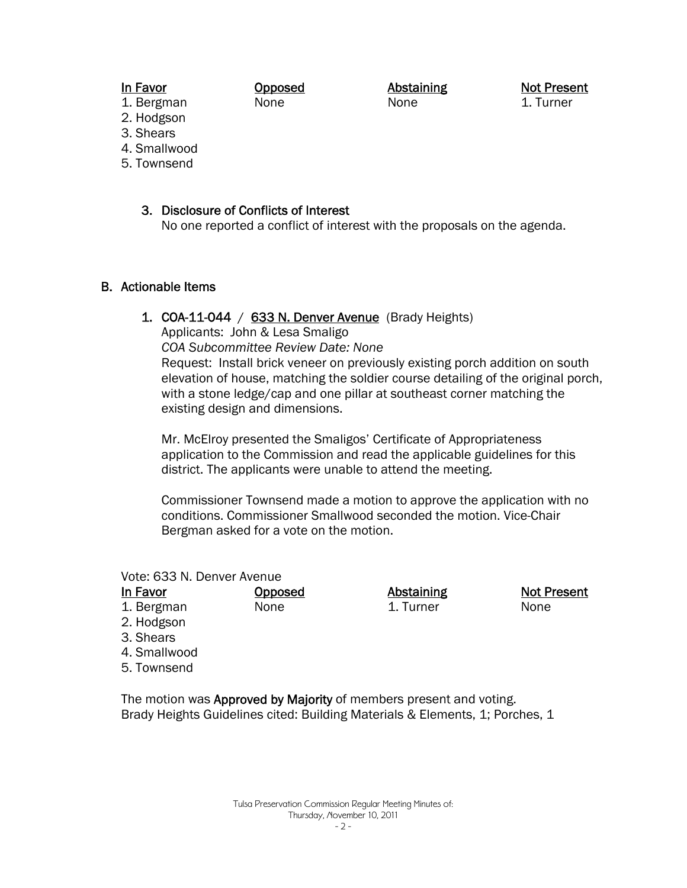| In Favor | Opposed | Abstaining | Not Present |
|---|---|---|---|
| 1. Bergman | None | None | 1. Turner |
| 2. Hodgson | | | |
| 3. Shears | | | |
| 4. Smallwood | | | |
| 5. Townsend | | | |

3. Disclosure of Conflicts of Interest
   No one reported a conflict of interest with the proposals on the agenda.

## B. Actionable Items

1. COA-11-044 / 633 N. Denver Avenue (Brady Heights)
   Applicants: John & Lesa Smaligo
   *COA Subcommittee Review Date: None*
   Request: Install brick veneer on previously existing porch addition on south elevation of house, matching the soldier course detailing of the original porch, with a stone ledge/cap and one pillar at southeast corner matching the existing design and dimensions.

   Mr. McElroy presented the Smaligos' Certificate of Appropriateness application to the Commission and read the applicable guidelines for this district. The applicants were unable to attend the meeting.

   Commissioner Townsend made a motion to approve the application with no conditions. Commissioner Smallwood seconded the motion. Vice-Chair Bergman asked for a vote on the motion.

Vote: 633 N. Denver Avenue

| In Favor | Opposed | Abstaining | Not Present |
|---|---|---|---|
| 1. Bergman | None | 1. Turner | None |
| 2. Hodgson | | | |
| 3. Shears | | | |
| 4. Smallwood | | | |
| 5. Townsend | | | |

The motion was **Approved by Majority** of members present and voting.
Brady Heights Guidelines cited: Building Materials & Elements, 1; Porches, 1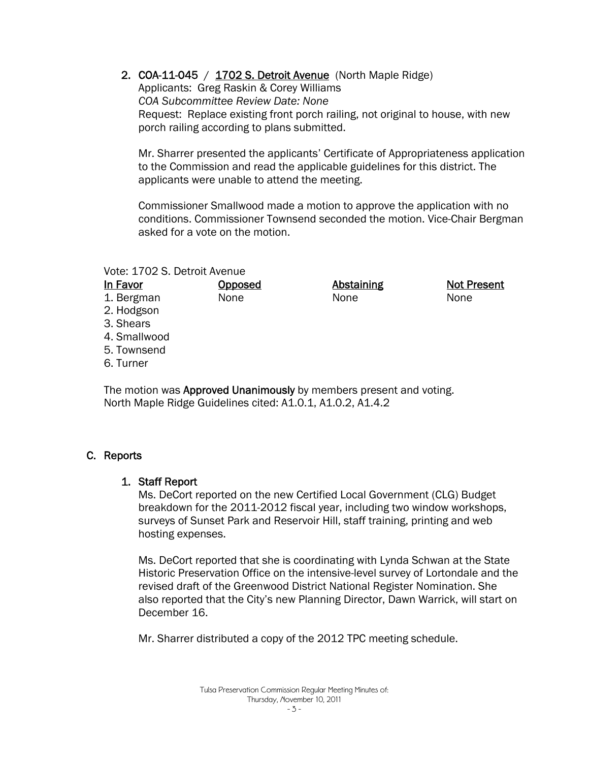2. **COA-11-045 / 1702 S. Detroit Avenue** (North Maple Ridge)
   Applicants: Greg Raskin & Corey Williams
   *COA Subcommittee Review Date: None*
   Request: Replace existing front porch railing, not original to house, with new porch railing according to plans submitted.

   Mr. Sharrer presented the applicants' Certificate of Appropriateness application to the Commission and read the applicable guidelines for this district. The applicants were unable to attend the meeting.

   Commissioner Smallwood made a motion to approve the application with no conditions. Commissioner Townsend seconded the motion. Vice-Chair Bergman asked for a vote on the motion.

Vote: 1702 S. Detroit Avenue

| In Favor | Opposed | Abstaining | Not Present |
|---|---|---|---|
| 1. Bergman | None | None | None |
| 2. Hodgson | | | |
| 3. Shears | | | |
| 4. Smallwood | | | |
| 5. Townsend | | | |
| 6. Turner | | | |

The motion was **Approved Unanimously** by members present and voting.
North Maple Ridge Guidelines cited: A1.0.1, A1.0.2, A1.4.2

## C. Reports

### 1. Staff Report

Ms. DeCort reported on the new Certified Local Government (CLG) Budget breakdown for the 2011-2012 fiscal year, including two window workshops, surveys of Sunset Park and Reservoir Hill, staff training, printing and web hosting expenses.

Ms. DeCort reported that she is coordinating with Lynda Schwan at the State Historic Preservation Office on the intensive-level survey of Lortondale and the revised draft of the Greenwood District National Register Nomination. She also reported that the City's new Planning Director, Dawn Warrick, will start on December 16.

Mr. Sharrer distributed a copy of the 2012 TPC meeting schedule.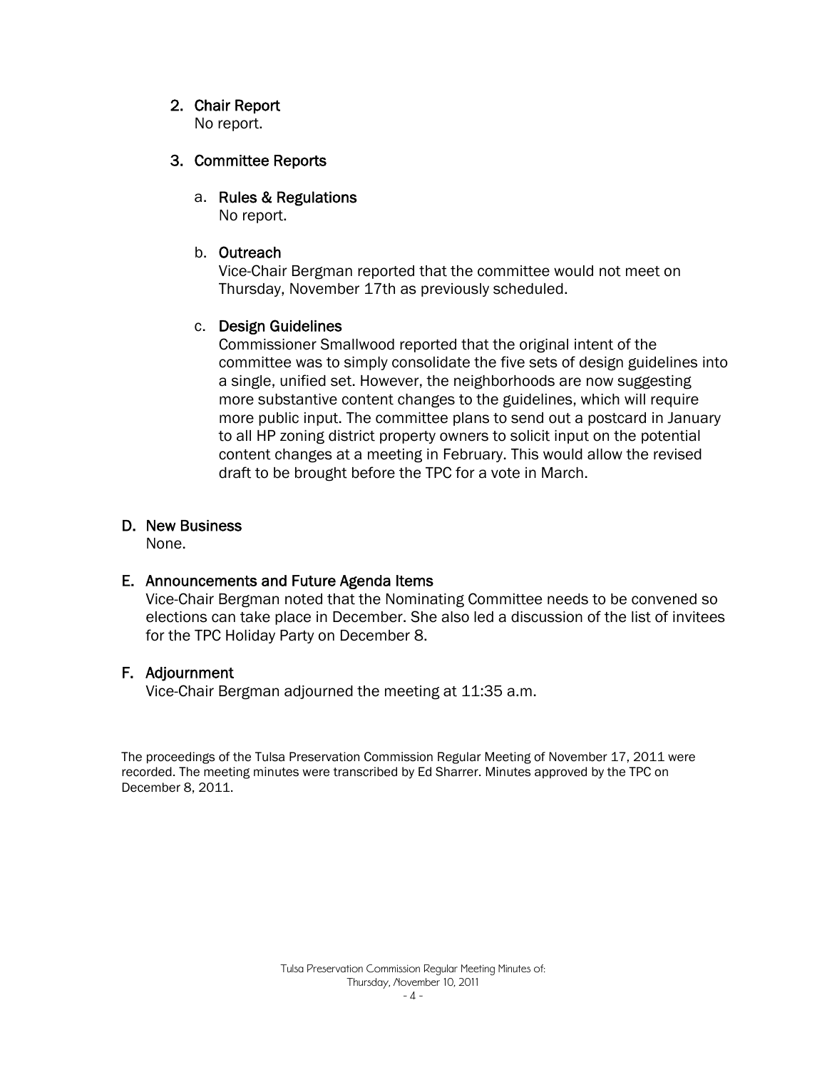2. **Chair Report**
   No report.

3. **Committee Reports**

   a. **Rules & Regulations**
      No report.

   b. **Outreach**
      Vice-Chair Bergman reported that the committee would not meet on Thursday, November 17th as previously scheduled.

   c. **Design Guidelines**
      Commissioner Smallwood reported that the original intent of the committee was to simply consolidate the five sets of design guidelines into a single, unified set. However, the neighborhoods are now suggesting more substantive content changes to the guidelines, which will require more public input. The committee plans to send out a postcard in January to all HP zoning district property owners to solicit input on the potential content changes at a meeting in February. This would allow the revised draft to be brought before the TPC for a vote in March.

## D. New Business

None.

## E. Announcements and Future Agenda Items

Vice-Chair Bergman noted that the Nominating Committee needs to be convened so elections can take place in December. She also led a discussion of the list of invitees for the TPC Holiday Party on December 8.

## F. Adjournment

Vice-Chair Bergman adjourned the meeting at 11:35 a.m.

The proceedings of the Tulsa Preservation Commission Regular Meeting of November 17, 2011 were recorded. The meeting minutes were transcribed by Ed Sharrer. Minutes approved by the TPC on December 8, 2011.